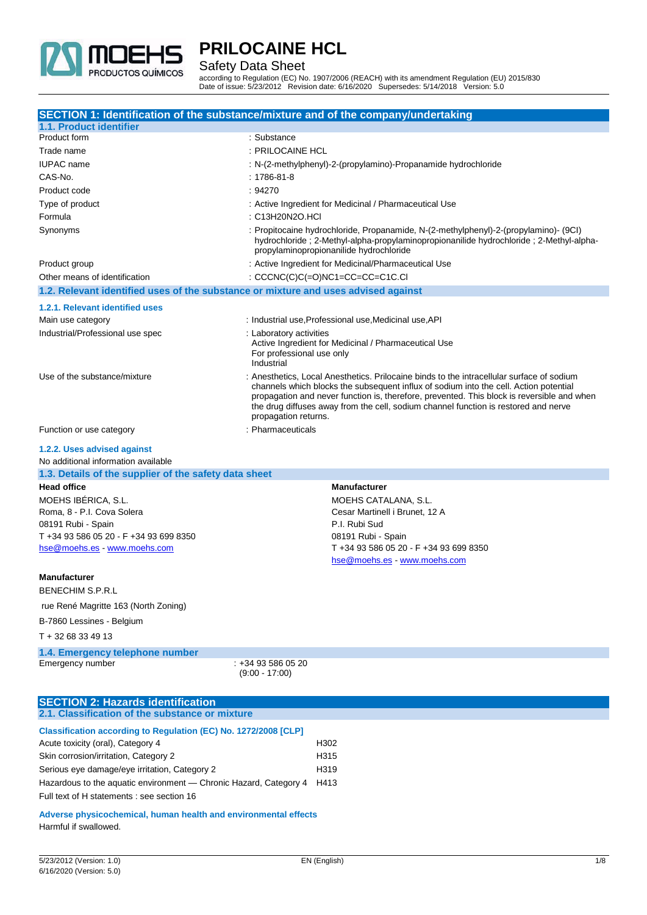# PRILOCAINE HCL

Safety Data Sheet

according to Regulation (EC) No. 1907/2006 (REACH) with its amendment Regulation (EU) 2015/830
Date of issue: 5/23/2012 Revision date: 6/16/2020 Supersedes: 5/14/2018 Version: 5.0

## SECTION 1: Identification of the substance/mixture and of the company/undertaking

### 1.1. Product identifier

| | |
|---|---|
| Product form | : Substance |
| Trade name | : PRILOCAINE HCL |
| IUPAC name | : N-(2-methylphenyl)-2-(propylamino)-Propanamide hydrochloride |
| CAS-No. | : 1786-81-8 |
| Product code | : 94270 |
| Type of product | : Active Ingredient for Medicinal / Pharmaceutical Use |
| Formula | : C13H20N2O.HCl |
| Synonyms | : Propitocaine hydrochloride, Propanamide, N-(2-methylphenyl)-2-(propylamino)- (9CI) hydrochloride ; 2-Methyl-alpha-propylaminopropionanilide hydrochloride ; 2-Methyl-alpha-propylaminopropionanilide hydrochloride |
| Product group | : Active Ingredient for Medicinal/Pharmaceutical Use |
| Other means of identification | : CCCNC(C)C(=O)NC1=CC=CC=C1C.Cl |

### 1.2. Relevant identified uses of the substance or mixture and uses advised against

#### 1.2.1. Relevant identified uses

| | |
|---|---|
| Main use category | : Industrial use,Professional use,Medicinal use,API |
| Industrial/Professional use spec | : Laboratory activities<br>Active Ingredient for Medicinal / Pharmaceutical Use<br>For professional use only<br>Industrial |
| Use of the substance/mixture | : Anesthetics, Local Anesthetics. Prilocaine binds to the intracellular surface of sodium channels which blocks the subsequent influx of sodium into the cell. Action potential propagation and never function is, therefore, prevented. This block is reversible and when the drug diffuses away from the cell, sodium channel function is restored and nerve propagation returns. |
| Function or use category | : Pharmaceuticals |

#### 1.2.2. Uses advised against

No additional information available

### 1.3. Details of the supplier of the safety data sheet

**Head office**
MOEHS IBÉRICA, S.L.
Roma, 8 - P.I. Cova Solera
08191 Rubi - Spain
T +34 93 586 05 20 - F +34 93 699 8350
hse@moehs.es - www.moehs.com

**Manufacturer**
MOEHS CATALANA, S.L.
Cesar Martinell i Brunet, 12 A
P.I. Rubi Sud
08191 Rubi - Spain
T +34 93 586 05 20 - F +34 93 699 8350
hse@moehs.es - www.moehs.com

**Manufacturer**
BENECHIM S.P.R.L
rue René Magritte 163 (North Zoning)
B-7860 Lessines - Belgium
T + 32 68 33 49 13

### 1.4. Emergency telephone number

| | |
|---|---|
| Emergency number | : +34 93 586 05 20<br>(9:00 - 17:00) |

## SECTION 2: Hazards identification

### 2.1. Classification of the substance or mixture

**Classification according to Regulation (EC) No. 1272/2008 [CLP]**

| | |
|---|---|
| Acute toxicity (oral), Category 4 | H302 |
| Skin corrosion/irritation, Category 2 | H315 |
| Serious eye damage/eye irritation, Category 2 | H319 |
| Hazardous to the aquatic environment — Chronic Hazard, Category 4 | H413 |

Full text of H statements : see section 16

**Adverse physicochemical, human health and environmental effects**

Harmful if swallowed.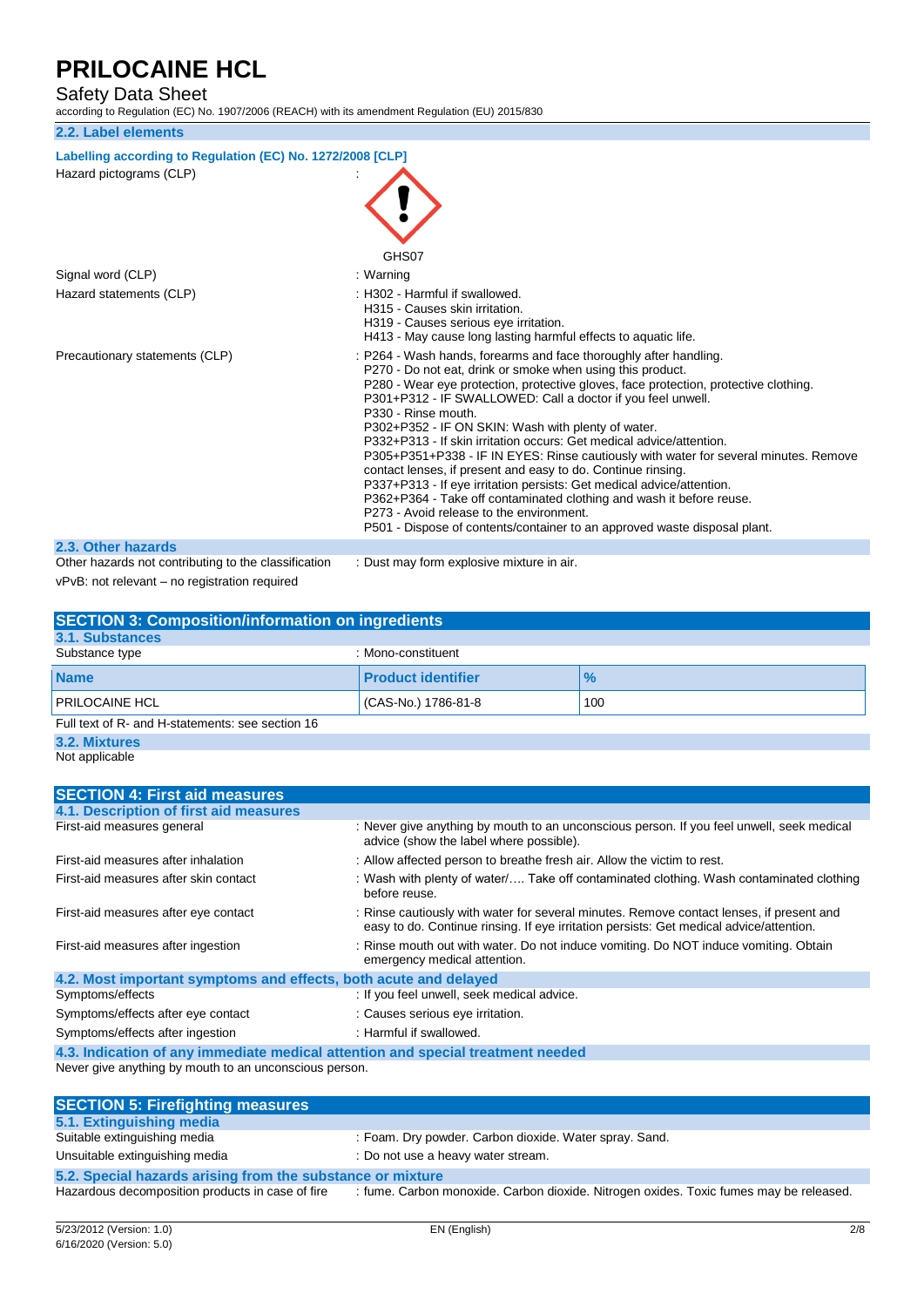### 2.2. Label elements

**Labelling according to Regulation (EC) No. 1272/2008 [CLP]**

| | |
|---|---|
| Hazard pictograms (CLP) | : GHS07 |
| Signal word (CLP) | : Warning |
| Hazard statements (CLP) | : H302 - Harmful if swallowed.<br>H315 - Causes skin irritation.<br>H319 - Causes serious eye irritation.<br>H413 - May cause long lasting harmful effects to aquatic life. |
| Precautionary statements (CLP) | : P264 - Wash hands, forearms and face thoroughly after handling.<br>P270 - Do not eat, drink or smoke when using this product.<br>P280 - Wear eye protection, protective gloves, face protection, protective clothing.<br>P301+P312 - IF SWALLOWED: Call a doctor if you feel unwell.<br>P330 - Rinse mouth.<br>P302+P352 - IF ON SKIN: Wash with plenty of water.<br>P332+P313 - If skin irritation occurs: Get medical advice/attention.<br>P305+P351+P338 - IF IN EYES: Rinse cautiously with water for several minutes. Remove contact lenses, if present and easy to do. Continue rinsing.<br>P337+P313 - If eye irritation persists: Get medical advice/attention.<br>P362+P364 - Take off contaminated clothing and wash it before reuse.<br>P273 - Avoid release to the environment.<br>P501 - Dispose of contents/container to an approved waste disposal plant. |

### 2.3. Other hazards

Other hazards not contributing to the classification : Dust may form explosive mixture in air.

vPvB: not relevant – no registration required

## SECTION 3: Composition/information on ingredients

### 3.1. Substances

Substance type : Mono-constituent

| Name | Product identifier | % |
|---|---|---|
| PRILOCAINE HCL | (CAS-No.) 1786-81-8 | 100 |

Full text of R- and H-statements: see section 16

### 3.2. Mixtures

Not applicable

## SECTION 4: First aid measures

### 4.1. Description of first aid measures

| | |
|---|---|
| First-aid measures general | : Never give anything by mouth to an unconscious person. If you feel unwell, seek medical advice (show the label where possible). |
| First-aid measures after inhalation | : Allow affected person to breathe fresh air. Allow the victim to rest. |
| First-aid measures after skin contact | : Wash with plenty of water/…. Take off contaminated clothing. Wash contaminated clothing before reuse. |
| First-aid measures after eye contact | : Rinse cautiously with water for several minutes. Remove contact lenses, if present and easy to do. Continue rinsing. If eye irritation persists: Get medical advice/attention. |
| First-aid measures after ingestion | : Rinse mouth out with water. Do not induce vomiting. Do NOT induce vomiting. Obtain emergency medical attention. |

### 4.2. Most important symptoms and effects, both acute and delayed

| | |
|---|---|
| Symptoms/effects | : If you feel unwell, seek medical advice. |
| Symptoms/effects after eye contact | : Causes serious eye irritation. |
| Symptoms/effects after ingestion | : Harmful if swallowed. |

### 4.3. Indication of any immediate medical attention and special treatment needed

Never give anything by mouth to an unconscious person.

## SECTION 5: Firefighting measures

### 5.1. Extinguishing media

| | |
|---|---|
| Suitable extinguishing media | : Foam. Dry powder. Carbon dioxide. Water spray. Sand. |
| Unsuitable extinguishing media | : Do not use a heavy water stream. |

### 5.2. Special hazards arising from the substance or mixture

Hazardous decomposition products in case of fire : fume. Carbon monoxide. Carbon dioxide. Nitrogen oxides. Toxic fumes may be released.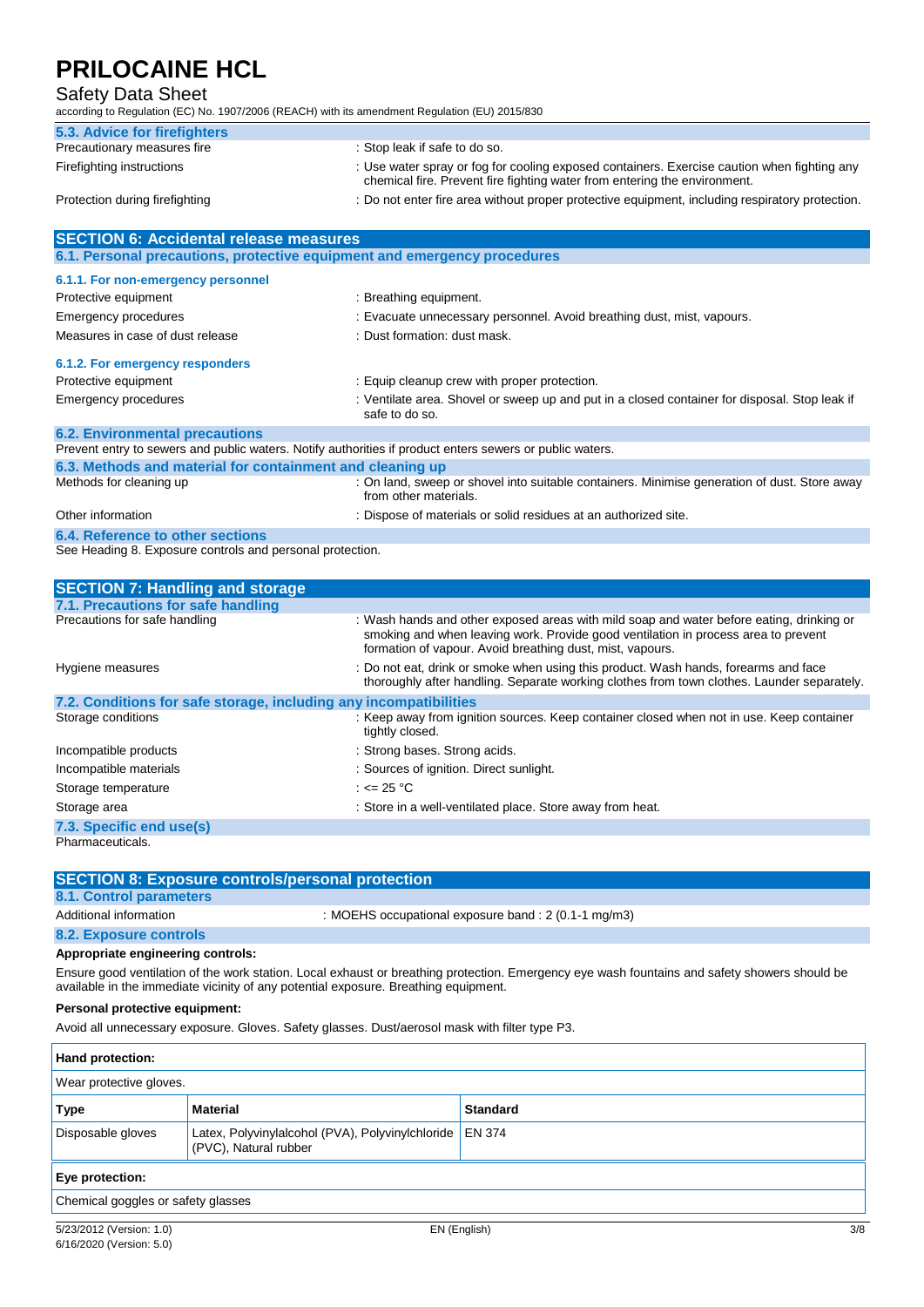### 5.3. Advice for firefighters

| | |
|---|---|
| Precautionary measures fire | : Stop leak if safe to do so. |
| Firefighting instructions | : Use water spray or fog for cooling exposed containers. Exercise caution when fighting any chemical fire. Prevent fire fighting water from entering the environment. |
| Protection during firefighting | : Do not enter fire area without proper protective equipment, including respiratory protection. |

## SECTION 6: Accidental release measures

### 6.1. Personal precautions, protective equipment and emergency procedures

#### 6.1.1. For non-emergency personnel

| | |
|---|---|
| Protective equipment | : Breathing equipment. |
| Emergency procedures | : Evacuate unnecessary personnel. Avoid breathing dust, mist, vapours. |
| Measures in case of dust release | : Dust formation: dust mask. |

#### 6.1.2. For emergency responders

| | |
|---|---|
| Protective equipment | : Equip cleanup crew with proper protection. |
| Emergency procedures | : Ventilate area. Shovel or sweep up and put in a closed container for disposal. Stop leak if safe to do so. |

### 6.2. Environmental precautions

Prevent entry to sewers and public waters. Notify authorities if product enters sewers or public waters.

### 6.3. Methods and material for containment and cleaning up

| | |
|---|---|
| Methods for cleaning up | : On land, sweep or shovel into suitable containers. Minimise generation of dust. Store away from other materials. |
| Other information | : Dispose of materials or solid residues at an authorized site. |

### 6.4. Reference to other sections

See Heading 8. Exposure controls and personal protection.

## SECTION 7: Handling and storage

### 7.1. Precautions for safe handling

| | |
|---|---|
| Precautions for safe handling | : Wash hands and other exposed areas with mild soap and water before eating, drinking or smoking and when leaving work. Provide good ventilation in process area to prevent formation of vapour. Avoid breathing dust, mist, vapours. |
| Hygiene measures | : Do not eat, drink or smoke when using this product. Wash hands, forearms and face thoroughly after handling. Separate working clothes from town clothes. Launder separately. |

### 7.2. Conditions for safe storage, including any incompatibilities

| | |
|---|---|
| Storage conditions | : Keep away from ignition sources. Keep container closed when not in use. Keep container tightly closed. |
| Incompatible products | : Strong bases. Strong acids. |
| Incompatible materials | : Sources of ignition. Direct sunlight. |
| Storage temperature | : <= 25 °C |
| Storage area | : Store in a well-ventilated place. Store away from heat. |

### 7.3. Specific end use(s)

Pharmaceuticals.

## SECTION 8: Exposure controls/personal protection

### 8.1. Control parameters

| | |
|---|---|
| Additional information | : MOEHS occupational exposure band : 2 (0.1-1 mg/m3) |

### 8.2. Exposure controls

**Appropriate engineering controls:**

Ensure good ventilation of the work station. Local exhaust or breathing protection. Emergency eye wash fountains and safety showers should be available in the immediate vicinity of any potential exposure. Breathing equipment.

**Personal protective equipment:**

Avoid all unnecessary exposure. Gloves. Safety glasses. Dust/aerosol mask with filter type P3.

**Hand protection:**

Wear protective gloves.

| Type | Material | Standard |
|---|---|---|
| Disposable gloves | Latex, Polyvinylalcohol (PVA), Polyvinylchloride (PVC), Natural rubber | EN 374 |

**Eye protection:**

Chemical goggles or safety glasses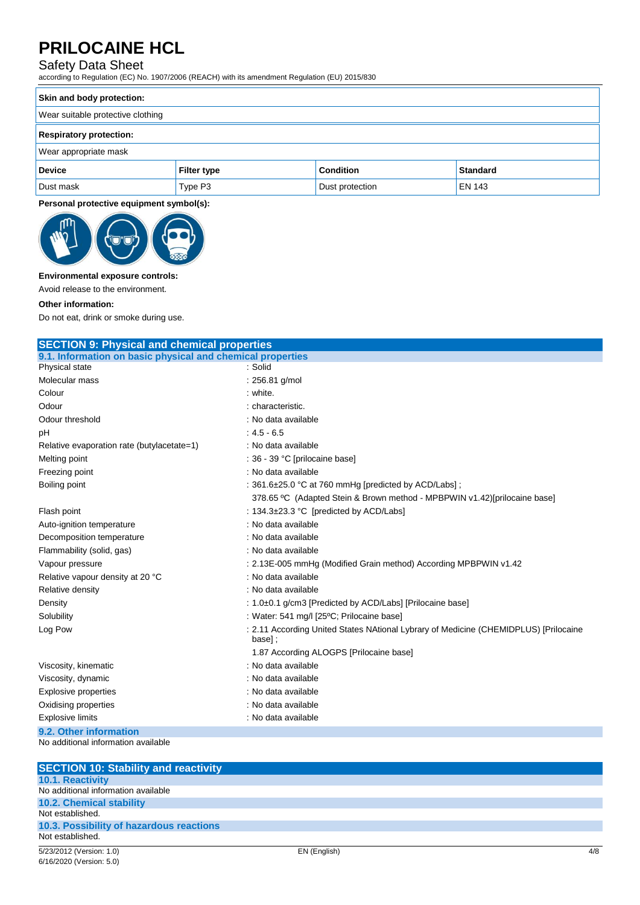| Skin and body protection: | | | |
|---|---|---|---|
| Wear suitable protective clothing | | | |

| Respiratory protection: | | | |
|---|---|---|---|
| Wear appropriate mask | | | |
| **Device** | **Filter type** | **Condition** | **Standard** |
| Dust mask | Type P3 | Dust protection | EN 143 |

**Personal protective equipment symbol(s):**

**Environmental exposure controls:**

Avoid release to the environment.

**Other information:**

Do not eat, drink or smoke during use.

## SECTION 9: Physical and chemical properties

### 9.1. Information on basic physical and chemical properties

| | |
|---|---|
| Physical state | : Solid |
| Molecular mass | : 256.81 g/mol |
| Colour | : white. |
| Odour | : characteristic. |
| Odour threshold | : No data available |
| pH | : 4.5 - 6.5 |
| Relative evaporation rate (butylacetate=1) | : No data available |
| Melting point | : 36 - 39 °C [prilocaine base] |
| Freezing point | : No data available |
| Boiling point | : 361.6±25.0 °C at 760 mmHg [predicted by ACD/Labs] ; 378.65 ºC (Adapted Stein & Brown method - MPBPWIN v1.42)[prilocaine base] |
| Flash point | : 134.3±23.3 °C [predicted by ACD/Labs] |
| Auto-ignition temperature | : No data available |
| Decomposition temperature | : No data available |
| Flammability (solid, gas) | : No data available |
| Vapour pressure | : 2.13E-005 mmHg (Modified Grain method) According MPBPWIN v1.42 |
| Relative vapour density at 20 °C | : No data available |
| Relative density | : No data available |
| Density | : 1.0±0.1 g/cm3 [Predicted by ACD/Labs] [Prilocaine base] |
| Solubility | : Water: 541 mg/l [25ºC; Prilocaine base] |
| Log Pow | : 2.11 According United States NAtional Lybrary of Medicine (CHEMIDPLUS) [Prilocaine base] ; 1.87 According ALOGPS [Prilocaine base] |
| Viscosity, kinematic | : No data available |
| Viscosity, dynamic | : No data available |
| Explosive properties | : No data available |
| Oxidising properties | : No data available |
| Explosive limits | : No data available |

### 9.2. Other information

No additional information available

## SECTION 10: Stability and reactivity

### 10.1. Reactivity

No additional information available

### 10.2. Chemical stability

Not established.

### 10.3. Possibility of hazardous reactions

Not established.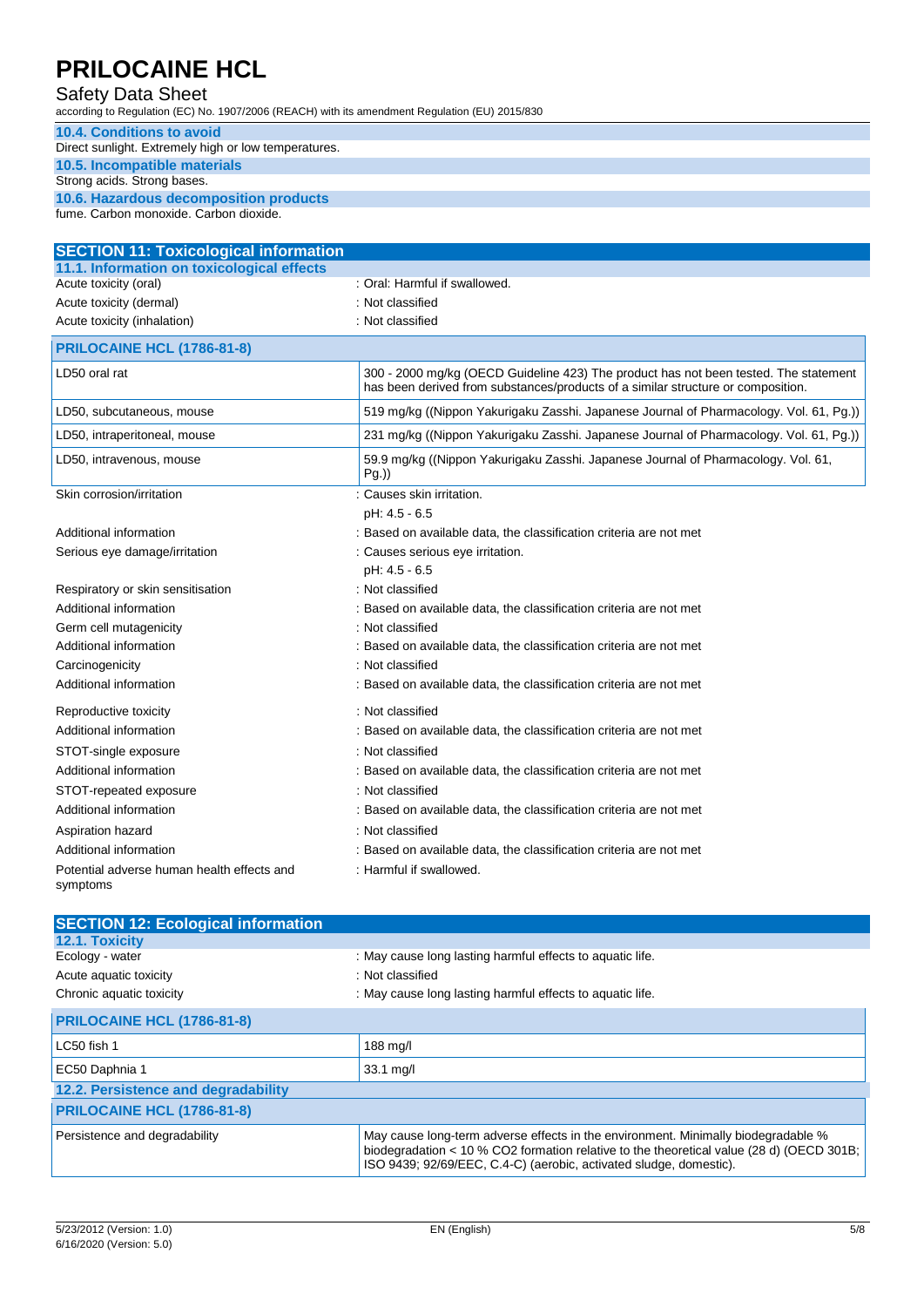### 10.4. Conditions to avoid

Direct sunlight. Extremely high or low temperatures.

### 10.5. Incompatible materials

Strong acids. Strong bases.

### 10.6. Hazardous decomposition products

fume. Carbon monoxide. Carbon dioxide.

## SECTION 11: Toxicological information

### 11.1. Information on toxicological effects

| | |
|---|---|
| Acute toxicity (oral) | : Oral: Harmful if swallowed. |
| Acute toxicity (dermal) | : Not classified |
| Acute toxicity (inhalation) | : Not classified |

| PRILOCAINE HCL (1786-81-8) | |
|---|---|
| LD50 oral rat | 300 - 2000 mg/kg (OECD Guideline 423) The product has not been tested. The statement has been derived from substances/products of a similar structure or composition. |
| LD50, subcutaneous, mouse | 519 mg/kg ((Nippon Yakurigaku Zasshi. Japanese Journal of Pharmacology. Vol. 61, Pg.)) |
| LD50, intraperitoneal, mouse | 231 mg/kg ((Nippon Yakurigaku Zasshi. Japanese Journal of Pharmacology. Vol. 61, Pg.)) |
| LD50, intravenous, mouse | 59.9 mg/kg ((Nippon Yakurigaku Zasshi. Japanese Journal of Pharmacology. Vol. 61, Pg.)) |

| | |
|---|---|
| Skin corrosion/irritation | : Causes skin irritation. |
| | pH: 4.5 - 6.5 |
| Additional information | : Based on available data, the classification criteria are not met |
| Serious eye damage/irritation | : Causes serious eye irritation. |
| | pH: 4.5 - 6.5 |
| Respiratory or skin sensitisation | : Not classified |
| Additional information | : Based on available data, the classification criteria are not met |
| Germ cell mutagenicity | : Not classified |
| Additional information | : Based on available data, the classification criteria are not met |
| Carcinogenicity | : Not classified |
| Additional information | : Based on available data, the classification criteria are not met |
| Reproductive toxicity | : Not classified |
| Additional information | : Based on available data, the classification criteria are not met |
| STOT-single exposure | : Not classified |
| Additional information | : Based on available data, the classification criteria are not met |
| STOT-repeated exposure | : Not classified |
| Additional information | : Based on available data, the classification criteria are not met |
| Aspiration hazard | : Not classified |
| Additional information | : Based on available data, the classification criteria are not met |
| Potential adverse human health effects and symptoms | : Harmful if swallowed. |

## SECTION 12: Ecological information

### 12.1. Toxicity

| | |
|---|---|
| Ecology - water | : May cause long lasting harmful effects to aquatic life. |
| Acute aquatic toxicity | : Not classified |
| Chronic aquatic toxicity | : May cause long lasting harmful effects to aquatic life. |

| PRILOCAINE HCL (1786-81-8) | |
|---|---|
| LC50 fish 1 | 188 mg/l |
| EC50 Daphnia 1 | 33.1 mg/l |

### 12.2. Persistence and degradability

| PRILOCAINE HCL (1786-81-8) | |
|---|---|
| Persistence and degradability | May cause long-term adverse effects in the environment. Minimally biodegradable % biodegradation < 10 % $CO_2$ formation relative to the theoretical value (28 d) (OECD 301B; ISO 9439; 92/69/EEC, C.4-C) (aerobic, activated sludge, domestic). |

5/23/2012 (Version: 1.0)
6/16/2020 (Version: 5.0)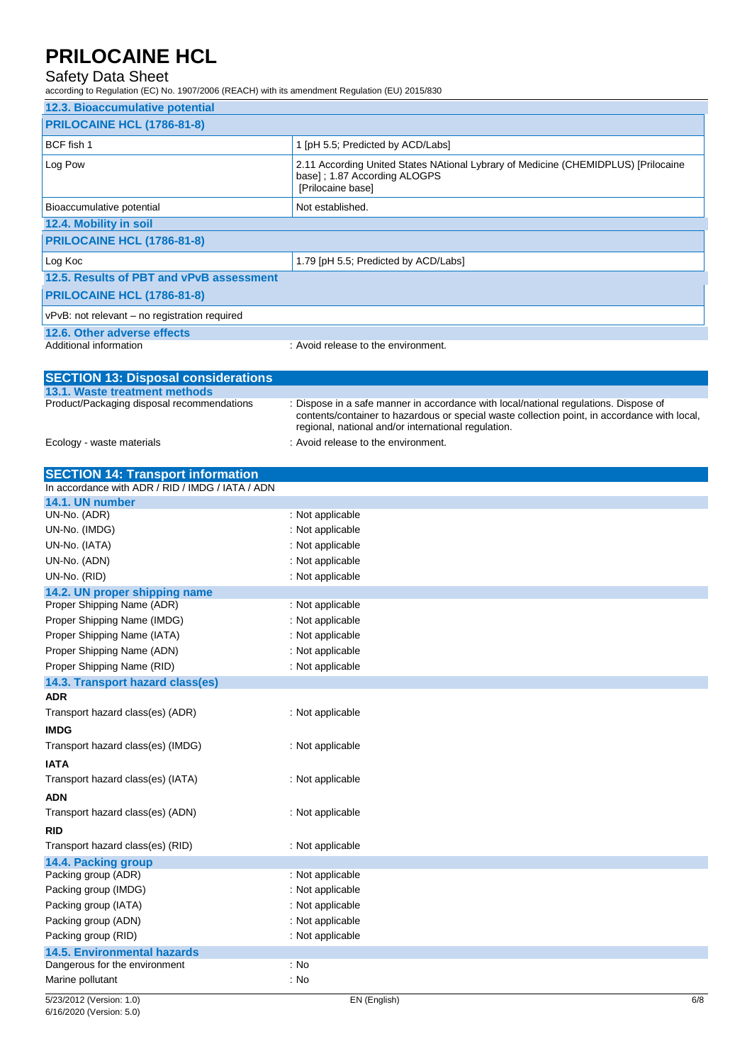### 12.3. Bioaccumulative potential

| PRILOCAINE HCL (1786-81-8) | |
|---|---|
| BCF fish 1 | 1 [pH 5.5; Predicted by ACD/Labs] |
| Log Pow | 2.11 According United States NAtional Lybrary of Medicine (CHEMIDPLUS) [Prilocaine base] ; 1.87 According ALOGPS [Prilocaine base] |
| Bioaccumulative potential | Not established. |

### 12.4. Mobility in soil

| PRILOCAINE HCL (1786-81-8) | |
|---|---|
| Log Koc | 1.79 [pH 5.5; Predicted by ACD/Labs] |

### 12.5. Results of PBT and vPvB assessment

| PRILOCAINE HCL (1786-81-8) |
|---|
| vPvB: not relevant – no registration required |

### 12.6. Other adverse effects

Additional information : Avoid release to the environment.

## SECTION 13: Disposal considerations

### 13.1. Waste treatment methods

Product/Packaging disposal recommendations : Dispose in a safe manner in accordance with local/national regulations. Dispose of contents/container to hazardous or special waste collection point, in accordance with local, regional, national and/or international regulation.

Ecology - waste materials : Avoid release to the environment.

## SECTION 14: Transport information

In accordance with ADR / RID / IMDG / IATA / ADN

### 14.1. UN number

UN-No. (ADR) : Not applicable

UN-No. (IMDG) : Not applicable

UN-No. (IATA) : Not applicable

UN-No. (ADN) : Not applicable

UN-No. (RID) : Not applicable

### 14.2. UN proper shipping name

Proper Shipping Name (ADR) : Not applicable

Proper Shipping Name (IMDG) : Not applicable

Proper Shipping Name (IATA) : Not applicable

Proper Shipping Name (ADN) : Not applicable

Proper Shipping Name (RID) : Not applicable

### 14.3. Transport hazard class(es)

**ADR**

Transport hazard class(es) (ADR) : Not applicable

**IMDG**

Transport hazard class(es) (IMDG) : Not applicable

**IATA**

Transport hazard class(es) (IATA) : Not applicable

**ADN**

Transport hazard class(es) (ADN) : Not applicable

**RID**

Transport hazard class(es) (RID) : Not applicable

### 14.4. Packing group

Packing group (ADR) : Not applicable

Packing group (IMDG) : Not applicable

Packing group (IATA) : Not applicable

Packing group (ADN) : Not applicable

Packing group (RID) : Not applicable

### 14.5. Environmental hazards

Dangerous for the environment : No

Marine pollutant : No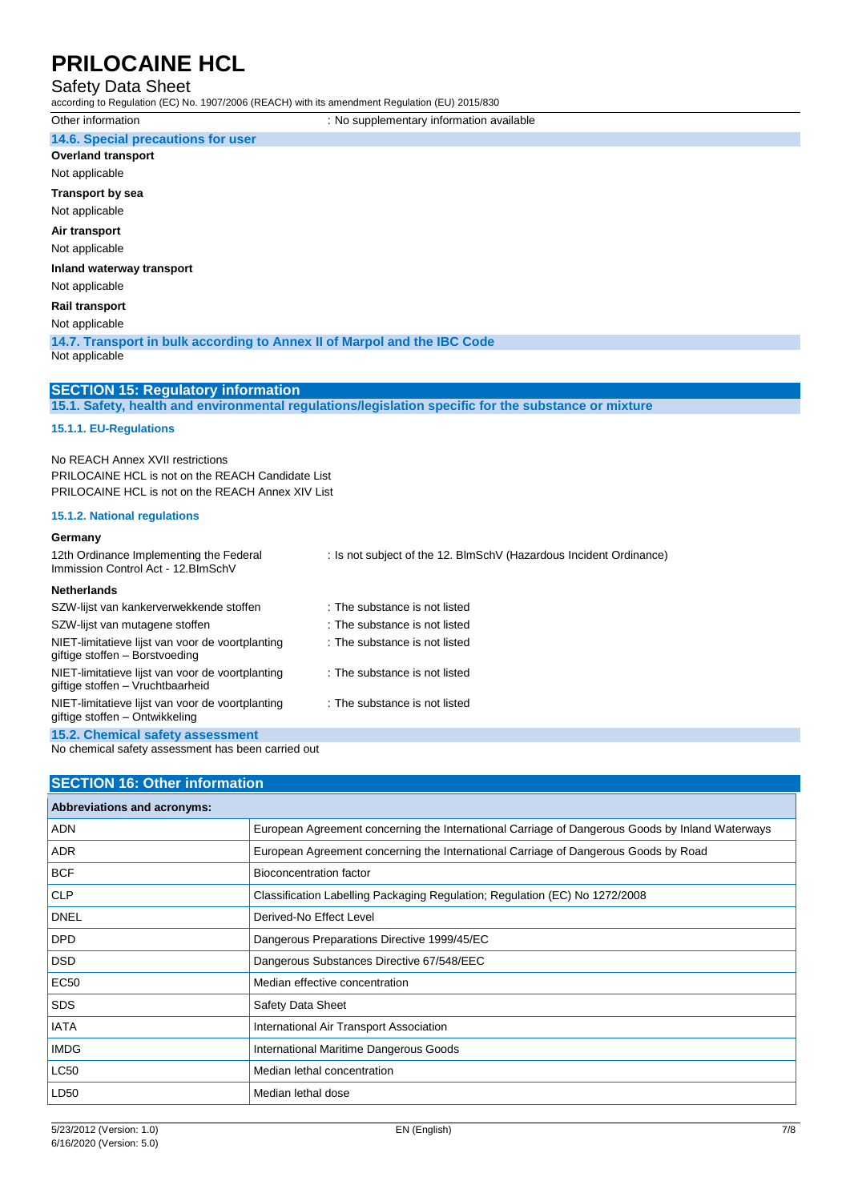| | |
|---|---|
| Other information | : No supplementary information available |

### 14.6. Special precautions for user

**Overland transport**

Not applicable

**Transport by sea**

Not applicable

**Air transport**

Not applicable

**Inland waterway transport**

Not applicable

**Rail transport**

Not applicable

### 14.7. Transport in bulk according to Annex II of Marpol and the IBC Code

Not applicable

## SECTION 15: Regulatory information

### 15.1. Safety, health and environmental regulations/legislation specific for the substance or mixture

#### 15.1.1. EU-Regulations

No REACH Annex XVII restrictions
PRILOCAINE HCL is not on the REACH Candidate List
PRILOCAINE HCL is not on the REACH Annex XIV List

#### 15.1.2. National regulations

**Germany**

| | |
|---|---|
| 12th Ordinance Implementing the Federal Immission Control Act - 12.BImSchV | : Is not subject of the 12. BlmSchV (Hazardous Incident Ordinance) |

**Netherlands**

| | |
|---|---|
| SZW-lijst van kankerverwekkende stoffen | : The substance is not listed |
| SZW-lijst van mutagene stoffen | : The substance is not listed |
| NIET-limitatieve lijst van voor de voortplanting giftige stoffen – Borstvoeding | : The substance is not listed |
| NIET-limitatieve lijst van voor de voortplanting giftige stoffen – Vruchtbaarheid | : The substance is not listed |
| NIET-limitatieve lijst van voor de voortplanting giftige stoffen – Ontwikkeling | : The substance is not listed |

### 15.2. Chemical safety assessment

No chemical safety assessment has been carried out

## SECTION 16: Other information

| Abbreviations and acronyms: | |
|---|---|
| ADN | European Agreement concerning the International Carriage of Dangerous Goods by Inland Waterways |
| ADR | European Agreement concerning the International Carriage of Dangerous Goods by Road |
| BCF | Bioconcentration factor |
| CLP | Classification Labelling Packaging Regulation; Regulation (EC) No 1272/2008 |
| DNEL | Derived-No Effect Level |
| DPD | Dangerous Preparations Directive 1999/45/EC |
| DSD | Dangerous Substances Directive 67/548/EEC |
| EC50 | Median effective concentration |
| SDS | Safety Data Sheet |
| IATA | International Air Transport Association |
| IMDG | International Maritime Dangerous Goods |
| LC50 | Median lethal concentration |
| LD50 | Median lethal dose |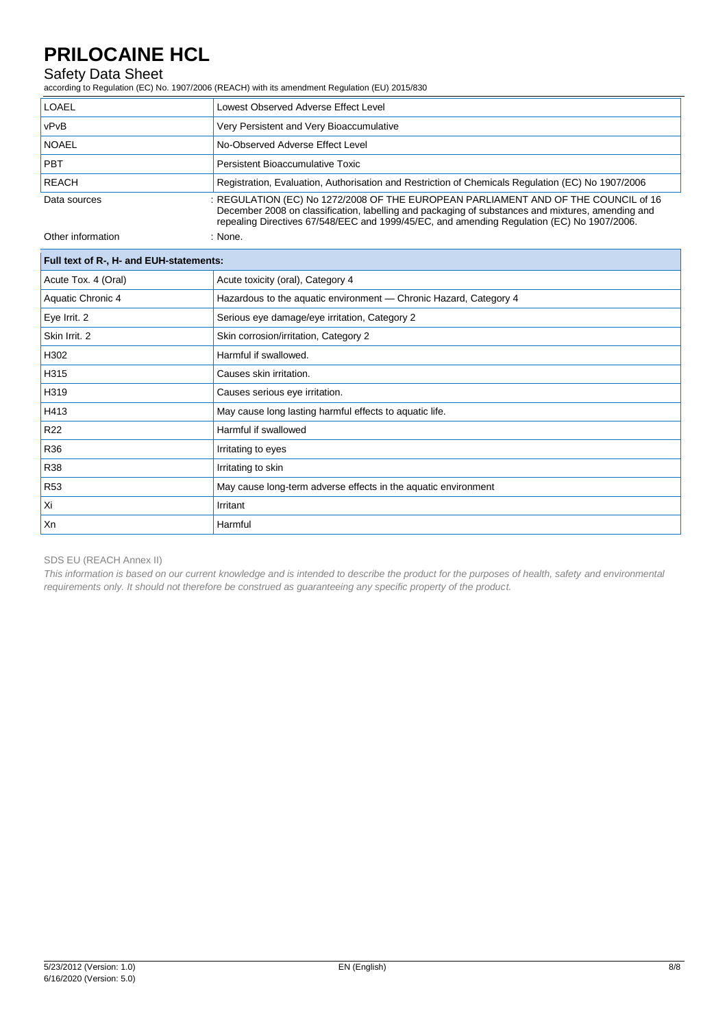| | |
|---|---|
| LOAEL | Lowest Observed Adverse Effect Level |
| vPvB | Very Persistent and Very Bioaccumulative |
| NOAEL | No-Observed Adverse Effect Level |
| PBT | Persistent Bioaccumulative Toxic |
| REACH | Registration, Evaluation, Authorisation and Restriction of Chemicals Regulation (EC) No 1907/2006 |

Data sources : REGULATION (EC) No 1272/2008 OF THE EUROPEAN PARLIAMENT AND OF THE COUNCIL of 16 December 2008 on classification, labelling and packaging of substances and mixtures, amending and repealing Directives 67/548/EEC and 1999/45/EC, and amending Regulation (EC) No 1907/2006.

Other information : None.

| Full text of R-, H- and EUH-statements: | |
|---|---|
| Acute Tox. 4 (Oral) | Acute toxicity (oral), Category 4 |
| Aquatic Chronic 4 | Hazardous to the aquatic environment — Chronic Hazard, Category 4 |
| Eye Irrit. 2 | Serious eye damage/eye irritation, Category 2 |
| Skin Irrit. 2 | Skin corrosion/irritation, Category 2 |
| H302 | Harmful if swallowed. |
| H315 | Causes skin irritation. |
| H319 | Causes serious eye irritation. |
| H413 | May cause long lasting harmful effects to aquatic life. |
| R22 | Harmful if swallowed |
| R36 | Irritating to eyes |
| R38 | Irritating to skin |
| R53 | May cause long-term adverse effects in the aquatic environment |
| Xi | Irritant |
| Xn | Harmful |

SDS EU (REACH Annex II)

*This information is based on our current knowledge and is intended to describe the product for the purposes of health, safety and environmental requirements only. It should not therefore be construed as guaranteeing any specific property of the product.*

5/23/2012 (Version: 1.0)
6/16/2020 (Version: 5.0)

EN (English)